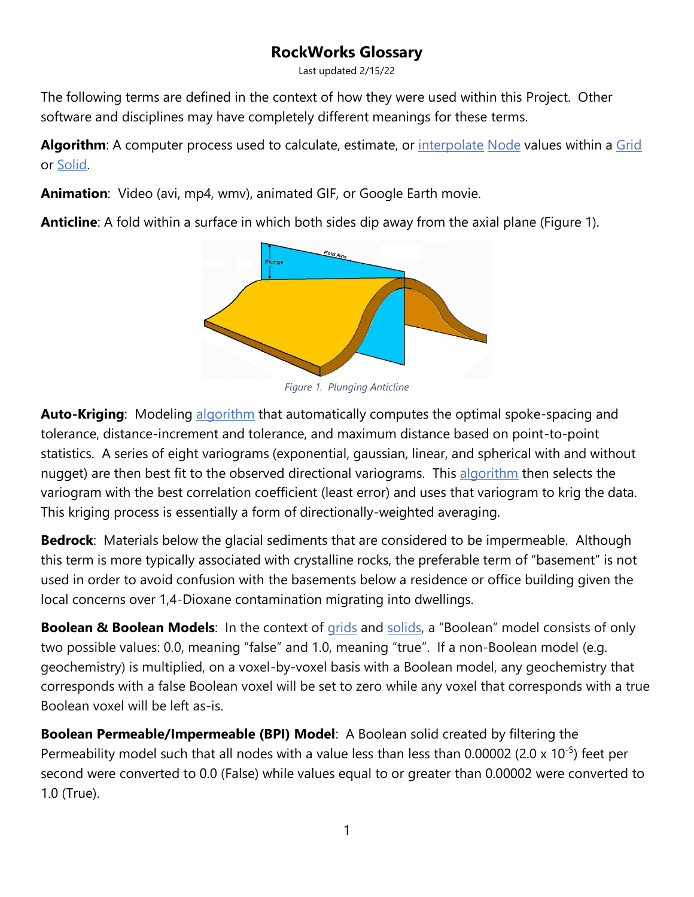# RockWorks Glossary

Last updated 2/15/22

The following terms are defined in the context of how they were used within this Project. Other software and disciplines may have completely different meanings for these terms.

**Algorithm**: A computer process used to calculate, estimate, or interpolate Node values within a Grid or Solid.

**Animation**: Video (avi, mp4, wmv), animated GIF, or Google Earth movie.

**Anticline**: A fold within a surface in which both sides dip away from the axial plane (Figure 1).

*Figure 1. Plunging Anticline*

**Auto-Kriging**: Modeling algorithm that automatically computes the optimal spoke-spacing and tolerance, distance-increment and tolerance, and maximum distance based on point-to-point statistics. A series of eight variograms (exponential, gaussian, linear, and spherical with and without nugget) are then best fit to the observed directional variograms. This algorithm then selects the variogram with the best correlation coefficient (least error) and uses that variogram to krig the data. This kriging process is essentially a form of directionally-weighted averaging.

**Bedrock**: Materials below the glacial sediments that are considered to be impermeable. Although this term is more typically associated with crystalline rocks, the preferable term of "basement" is not used in order to avoid confusion with the basements below a residence or office building given the local concerns over 1,4-Dioxane contamination migrating into dwellings.

**Boolean & Boolean Models**: In the context of grids and solids, a "Boolean" model consists of only two possible values: 0.0, meaning "false" and 1.0, meaning "true". If a non-Boolean model (e.g. geochemistry) is multiplied, on a voxel-by-voxel basis with a Boolean model, any geochemistry that corresponds with a false Boolean voxel will be set to zero while any voxel that corresponds with a true Boolean voxel will be left as-is.

**Boolean Permeable/Impermeable (BPI) Model**: A Boolean solid created by filtering the Permeability model such that all nodes with a value less than less than 0.00002 ($2.0 \times 10^{-5}$) feet per second were converted to 0.0 (False) while values equal to or greater than 0.00002 were converted to 1.0 (True).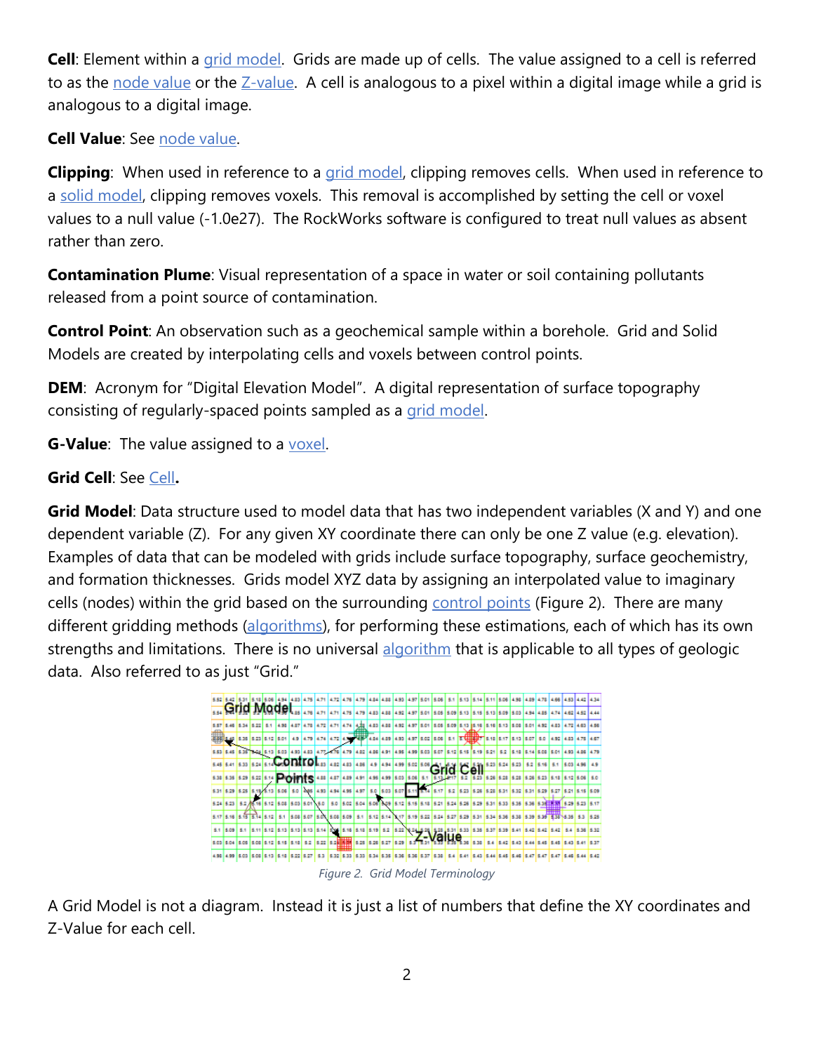**Cell**: Element within a grid model. Grids are made up of cells. The value assigned to a cell is referred to as the node value or the Z-value. A cell is analogous to a pixel within a digital image while a grid is analogous to a digital image.

**Cell Value**: See node value.

**Clipping**: When used in reference to a grid model, clipping removes cells. When used in reference to a solid model, clipping removes voxels. This removal is accomplished by setting the cell or voxel values to a null value (-1.0e27). The RockWorks software is configured to treat null values as absent rather than zero.

**Contamination Plume**: Visual representation of a space in water or soil containing pollutants released from a point source of contamination.

**Control Point**: An observation such as a geochemical sample within a borehole. Grid and Solid Models are created by interpolating cells and voxels between control points.

**DEM**: Acronym for "Digital Elevation Model". A digital representation of surface topography consisting of regularly-spaced points sampled as a grid model.

**G-Value**: The value assigned to a voxel.

**Grid Cell**: See Cell.

**Grid Model**: Data structure used to model data that has two independent variables (X and Y) and one dependent variable (Z). For any given XY coordinate there can only be one Z value (e.g. elevation). Examples of data that can be modeled with grids include surface topography, surface geochemistry, and formation thicknesses. Grids model XYZ data by assigning an interpolated value to imaginary cells (nodes) within the grid based on the surrounding control points (Figure 2). There are many different gridding methods (algorithms), for performing these estimations, each of which has its own strengths and limitations. There is no universal algorithm that is applicable to all types of geologic data. Also referred to as just "Grid."

*Figure 2. Grid Model Terminology*

A Grid Model is not a diagram. Instead it is just a list of numbers that define the XY coordinates and Z-Value for each cell.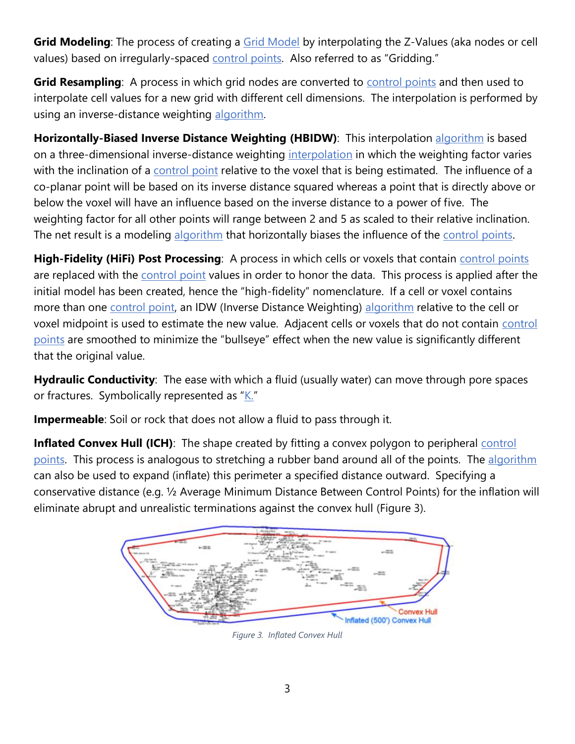**Grid Modeling**: The process of creating a Grid Model by interpolating the Z-Values (aka nodes or cell values) based on irregularly-spaced control points. Also referred to as "Gridding."

**Grid Resampling**: A process in which grid nodes are converted to control points and then used to interpolate cell values for a new grid with different cell dimensions. The interpolation is performed by using an inverse-distance weighting algorithm.

**Horizontally-Biased Inverse Distance Weighting (HBIDW)**: This interpolation algorithm is based on a three-dimensional inverse-distance weighting interpolation in which the weighting factor varies with the inclination of a control point relative to the voxel that is being estimated. The influence of a co-planar point will be based on its inverse distance squared whereas a point that is directly above or below the voxel will have an influence based on the inverse distance to a power of five. The weighting factor for all other points will range between 2 and 5 as scaled to their relative inclination. The net result is a modeling algorithm that horizontally biases the influence of the control points.

**High-Fidelity (HiFi) Post Processing**: A process in which cells or voxels that contain control points are replaced with the control point values in order to honor the data. This process is applied after the initial model has been created, hence the "high-fidelity" nomenclature. If a cell or voxel contains more than one control point, an IDW (Inverse Distance Weighting) algorithm relative to the cell or voxel midpoint is used to estimate the new value. Adjacent cells or voxels that do not contain control points are smoothed to minimize the "bullseye" effect when the new value is significantly different that the original value.

**Hydraulic Conductivity**: The ease with which a fluid (usually water) can move through pore spaces or fractures. Symbolically represented as "K."

**Impermeable**: Soil or rock that does not allow a fluid to pass through it.

**Inflated Convex Hull (ICH)**: The shape created by fitting a convex polygon to peripheral control points. This process is analogous to stretching a rubber band around all of the points. The algorithm can also be used to expand (inflate) this perimeter a specified distance outward. Specifying a conservative distance (e.g. ½ Average Minimum Distance Between Control Points) for the inflation will eliminate abrupt and unrealistic terminations against the convex hull (Figure 3).

*Figure 3. Inflated Convex Hull*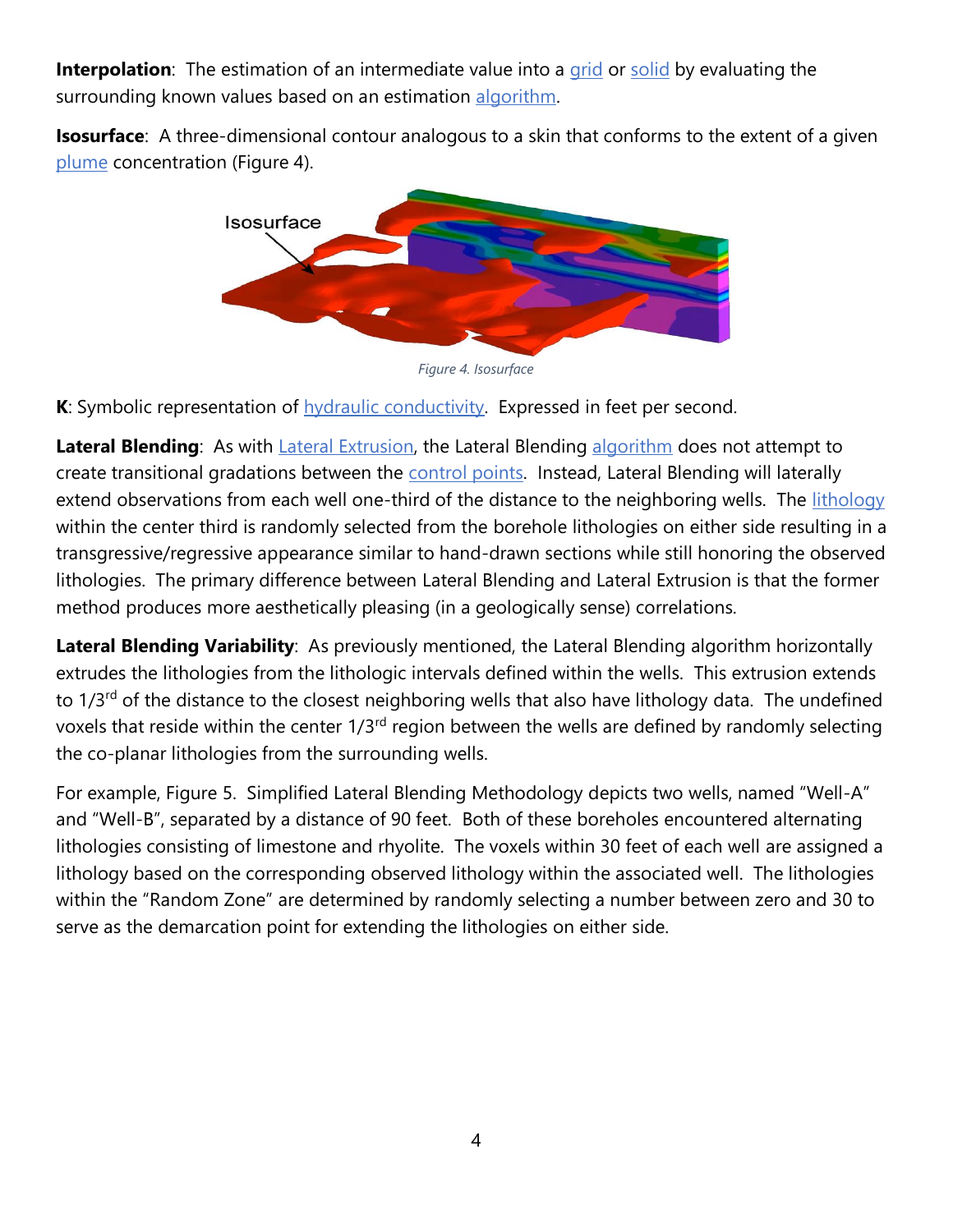**Interpolation**: The estimation of an intermediate value into a grid or solid by evaluating the surrounding known values based on an estimation algorithm.

**Isosurface**: A three-dimensional contour analogous to a skin that conforms to the extent of a given plume concentration (Figure 4).

*Figure 4. Isosurface*

**K**: Symbolic representation of hydraulic conductivity. Expressed in feet per second.

**Lateral Blending**: As with Lateral Extrusion, the Lateral Blending algorithm does not attempt to create transitional gradations between the control points. Instead, Lateral Blending will laterally extend observations from each well one-third of the distance to the neighboring wells. The lithology within the center third is randomly selected from the borehole lithologies on either side resulting in a transgressive/regressive appearance similar to hand-drawn sections while still honoring the observed lithologies. The primary difference between Lateral Blending and Lateral Extrusion is that the former method produces more aesthetically pleasing (in a geologically sense) correlations.

**Lateral Blending Variability**: As previously mentioned, the Lateral Blending algorithm horizontally extrudes the lithologies from the lithologic intervals defined within the wells. This extrusion extends to 1/3rd of the distance to the closest neighboring wells that also have lithology data. The undefined voxels that reside within the center 1/3rd region between the wells are defined by randomly selecting the co-planar lithologies from the surrounding wells.

For example, Figure 5. Simplified Lateral Blending Methodology depicts two wells, named "Well-A" and "Well-B", separated by a distance of 90 feet. Both of these boreholes encountered alternating lithologies consisting of limestone and rhyolite. The voxels within 30 feet of each well are assigned a lithology based on the corresponding observed lithology within the associated well. The lithologies within the "Random Zone" are determined by randomly selecting a number between zero and 30 to serve as the demarcation point for extending the lithologies on either side.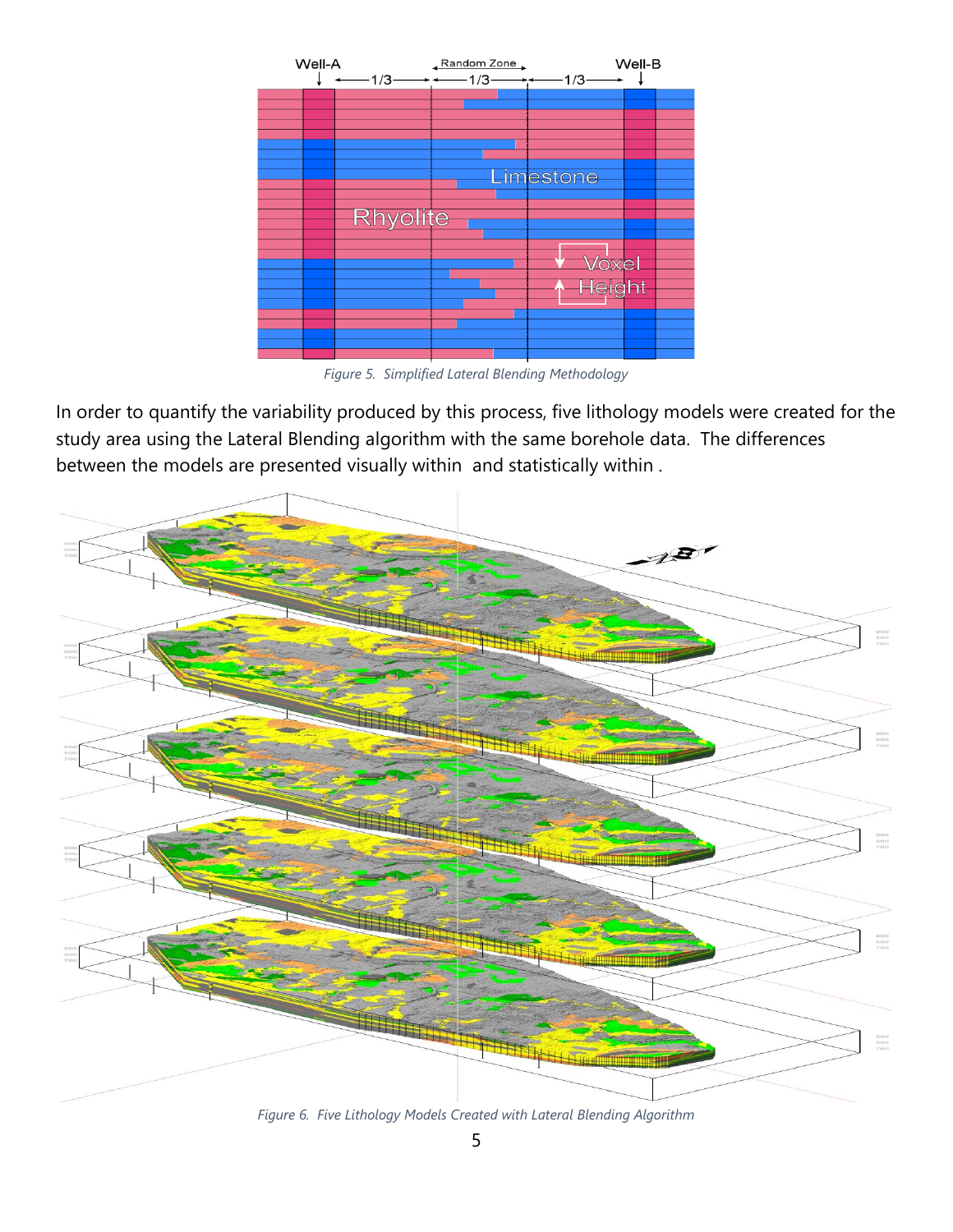Figure 5. Simplified Lateral Blending Methodology

In order to quantify the variability produced by this process, five lithology models were created for the study area using the Lateral Blending algorithm with the same borehole data. The differences between the models are presented visually within  and statistically within .

Figure 6. Five Lithology Models Created with Lateral Blending Algorithm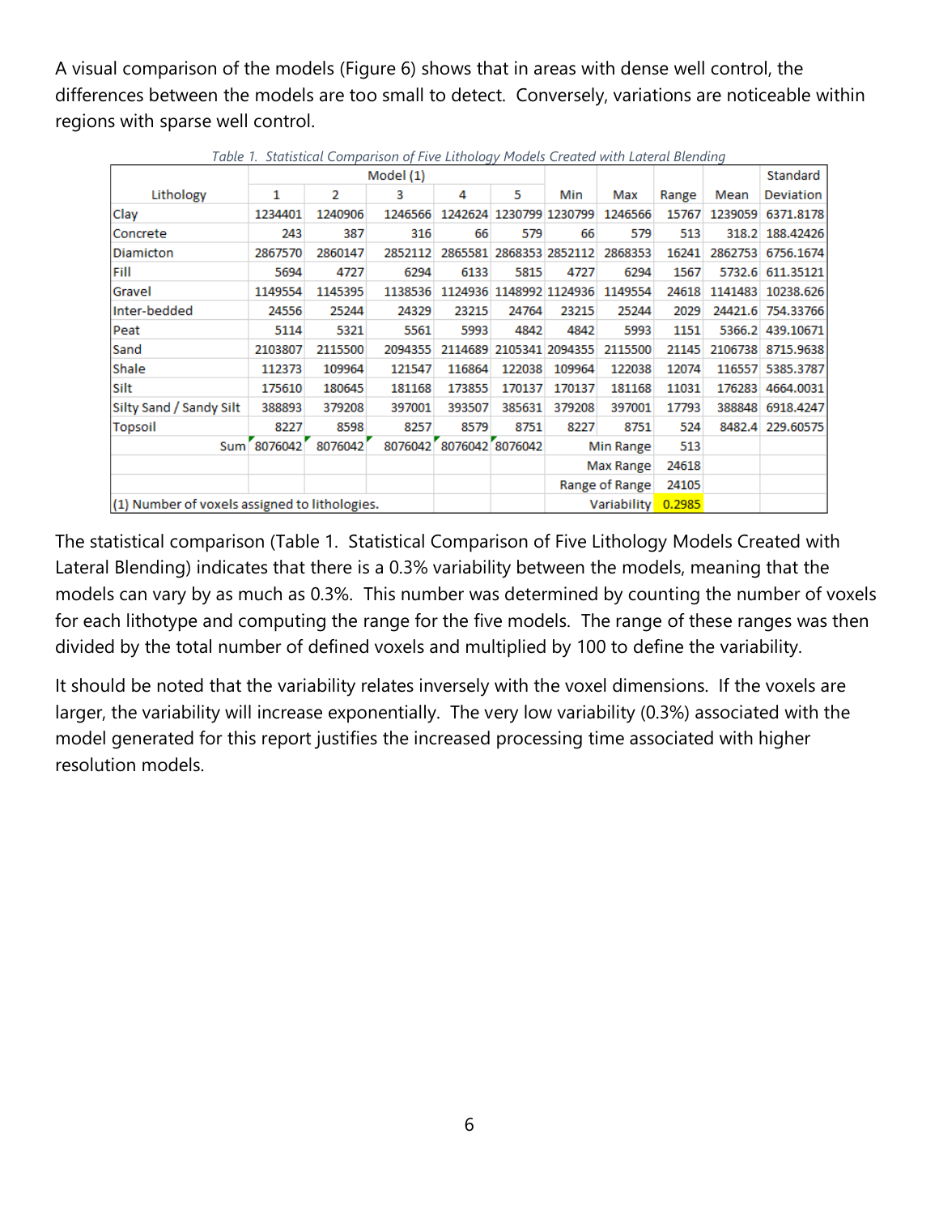A visual comparison of the models (Figure 6) shows that in areas with dense well control, the differences between the models are too small to detect. Conversely, variations are noticeable within regions with sparse well control.

*Table 1. Statistical Comparison of Five Lithology Models Created with Lateral Blending*

| | Model (1) | | | | | | | | | Standard |
|---|---|---|---|---|---|---|---|---|---|---|
| Lithology | 1 | 2 | 3 | 4 | 5 | Min | Max | Range | Mean | Deviation |
| Clay | 1234401 | 1240906 | 1246566 | 1242624 | 1230799 | 1230799 | 1246566 | 15767 | 1239059 | 6371.8178 |
| Concrete | 243 | 387 | 316 | 66 | 579 | 66 | 579 | 513 | 318.2 | 188.42426 |
| Diamicton | 2867570 | 2860147 | 2852112 | 2865581 | 2868353 | 2852112 | 2868353 | 16241 | 2862753 | 6756.1674 |
| Fill | 5694 | 4727 | 6294 | 6133 | 5815 | 4727 | 6294 | 1567 | 5732.6 | 611.35121 |
| Gravel | 1149554 | 1145395 | 1138536 | 1124936 | 1148992 | 1124936 | 1149554 | 24618 | 1141483 | 10238.626 |
| Inter-bedded | 24556 | 25244 | 24329 | 23215 | 24764 | 23215 | 25244 | 2029 | 24421.6 | 754.33766 |
| Peat | 5114 | 5321 | 5561 | 5993 | 4842 | 4842 | 5993 | 1151 | 5366.2 | 439.10671 |
| Sand | 2103807 | 2115500 | 2094355 | 2114689 | 2105341 | 2094355 | 2115500 | 21145 | 2106738 | 8715.9638 |
| Shale | 112373 | 109964 | 121547 | 116864 | 122038 | 109964 | 122038 | 12074 | 116557 | 5385.3787 |
| Silt | 175610 | 180645 | 181168 | 173855 | 170137 | 170137 | 181168 | 11031 | 176283 | 4664.0031 |
| Silty Sand / Sandy Silt | 388893 | 379208 | 397001 | 393507 | 385631 | 379208 | 397001 | 17793 | 388848 | 6918.4247 |
| Topsoil | 8227 | 8598 | 8257 | 8579 | 8751 | 8227 | 8751 | 524 | 8482.4 | 229.60575 |
| Sum | 8076042 | 8076042 | 8076042 | 8076042 | 8076042 | | Min Range | 513 | | |
| | | | | | | | Max Range | 24618 | | |
| | | | | | | | Range of Range | 24105 | | |
| (1) Number of voxels assigned to lithologies. | | | | | | | Variability | 0.2985 | | |

The statistical comparison (Table 1. Statistical Comparison of Five Lithology Models Created with Lateral Blending) indicates that there is a 0.3% variability between the models, meaning that the models can vary by as much as 0.3%. This number was determined by counting the number of voxels for each lithotype and computing the range for the five models. The range of these ranges was then divided by the total number of defined voxels and multiplied by 100 to define the variability.

It should be noted that the variability relates inversely with the voxel dimensions. If the voxels are larger, the variability will increase exponentially. The very low variability (0.3%) associated with the model generated for this report justifies the increased processing time associated with higher resolution models.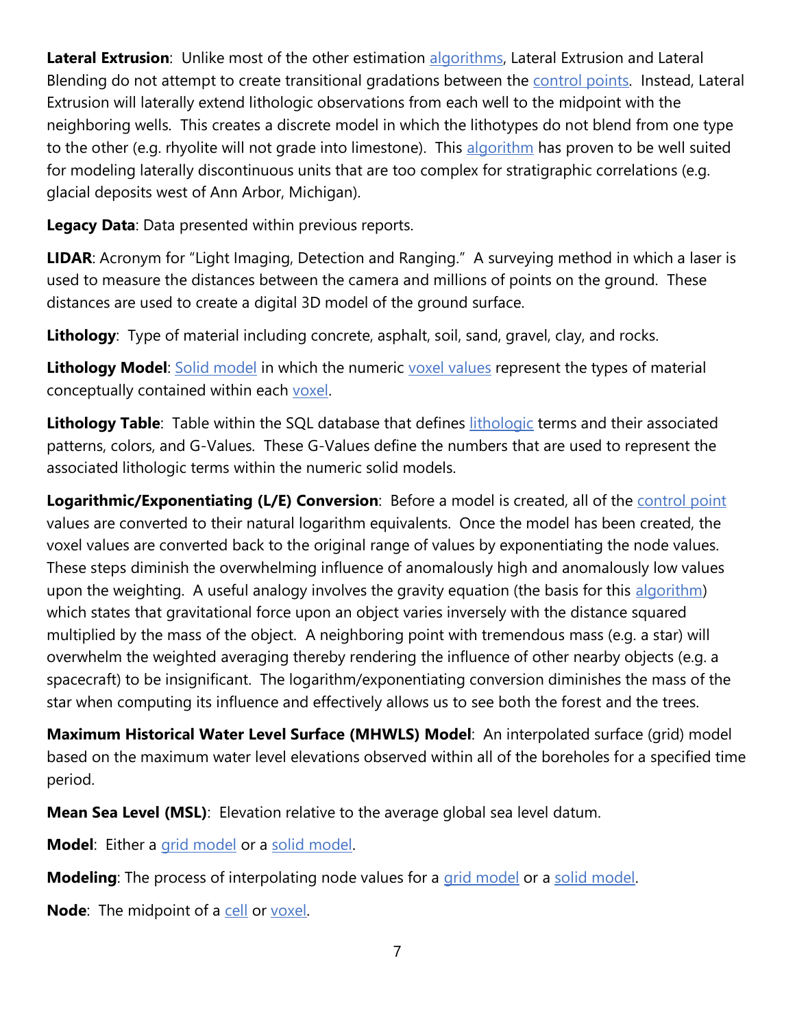**Lateral Extrusion**: Unlike most of the other estimation algorithms, Lateral Extrusion and Lateral Blending do not attempt to create transitional gradations between the control points. Instead, Lateral Extrusion will laterally extend lithologic observations from each well to the midpoint with the neighboring wells. This creates a discrete model in which the lithotypes do not blend from one type to the other (e.g. rhyolite will not grade into limestone). This algorithm has proven to be well suited for modeling laterally discontinuous units that are too complex for stratigraphic correlations (e.g. glacial deposits west of Ann Arbor, Michigan).

**Legacy Data**: Data presented within previous reports.

**LIDAR**: Acronym for "Light Imaging, Detection and Ranging." A surveying method in which a laser is used to measure the distances between the camera and millions of points on the ground. These distances are used to create a digital 3D model of the ground surface.

**Lithology**: Type of material including concrete, asphalt, soil, sand, gravel, clay, and rocks.

**Lithology Model**: Solid model in which the numeric voxel values represent the types of material conceptually contained within each voxel.

**Lithology Table**: Table within the SQL database that defines lithologic terms and their associated patterns, colors, and G-Values. These G-Values define the numbers that are used to represent the associated lithologic terms within the numeric solid models.

**Logarithmic/Exponentiating (L/E) Conversion**: Before a model is created, all of the control point values are converted to their natural logarithm equivalents. Once the model has been created, the voxel values are converted back to the original range of values by exponentiating the node values. These steps diminish the overwhelming influence of anomalously high and anomalously low values upon the weighting. A useful analogy involves the gravity equation (the basis for this algorithm) which states that gravitational force upon an object varies inversely with the distance squared multiplied by the mass of the object. A neighboring point with tremendous mass (e.g. a star) will overwhelm the weighted averaging thereby rendering the influence of other nearby objects (e.g. a spacecraft) to be insignificant. The logarithm/exponentiating conversion diminishes the mass of the star when computing its influence and effectively allows us to see both the forest and the trees.

**Maximum Historical Water Level Surface (MHWLS) Model**: An interpolated surface (grid) model based on the maximum water level elevations observed within all of the boreholes for a specified time period.

**Mean Sea Level (MSL)**: Elevation relative to the average global sea level datum.

**Model**: Either a grid model or a solid model.

**Modeling**: The process of interpolating node values for a grid model or a solid model.

**Node**: The midpoint of a cell or voxel.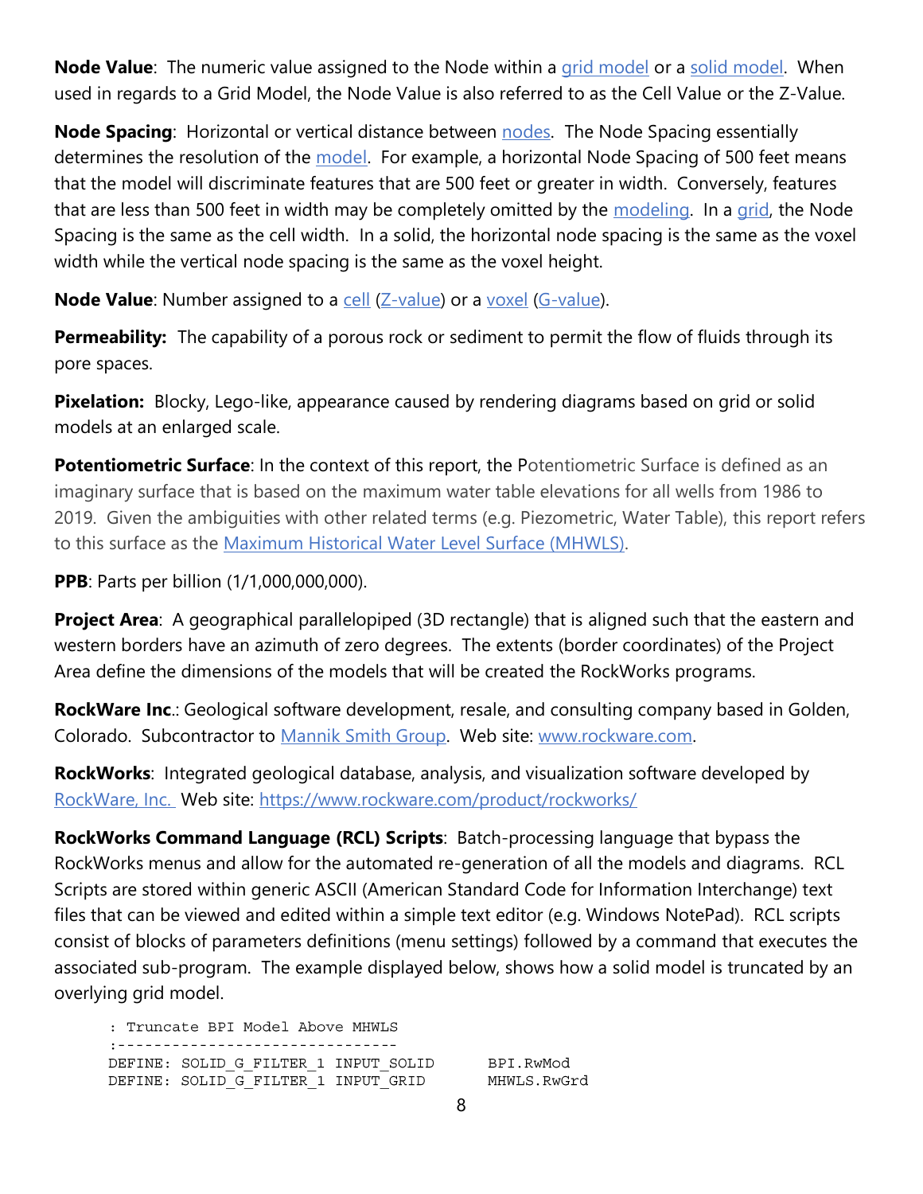**Node Value**: The numeric value assigned to the Node within a grid model or a solid model. When used in regards to a Grid Model, the Node Value is also referred to as the Cell Value or the Z-Value.

**Node Spacing**: Horizontal or vertical distance between nodes. The Node Spacing essentially determines the resolution of the model. For example, a horizontal Node Spacing of 500 feet means that the model will discriminate features that are 500 feet or greater in width. Conversely, features that are less than 500 feet in width may be completely omitted by the modeling. In a grid, the Node Spacing is the same as the cell width. In a solid, the horizontal node spacing is the same as the voxel width while the vertical node spacing is the same as the voxel height.

**Node Value**: Number assigned to a cell (Z-value) or a voxel (G-value).

**Permeability:** The capability of a porous rock or sediment to permit the flow of fluids through its pore spaces.

**Pixelation:** Blocky, Lego-like, appearance caused by rendering diagrams based on grid or solid models at an enlarged scale.

**Potentiometric Surface**: In the context of this report, the Potentiometric Surface is defined as an imaginary surface that is based on the maximum water table elevations for all wells from 1986 to 2019. Given the ambiguities with other related terms (e.g. Piezometric, Water Table), this report refers to this surface as the Maximum Historical Water Level Surface (MHWLS).

**PPB**: Parts per billion (1/1,000,000,000).

**Project Area**: A geographical parallelopiped (3D rectangle) that is aligned such that the eastern and western borders have an azimuth of zero degrees. The extents (border coordinates) of the Project Area define the dimensions of the models that will be created the RockWorks programs.

**RockWare Inc.**: Geological software development, resale, and consulting company based in Golden, Colorado. Subcontractor to Mannik Smith Group. Web site: www.rockware.com.

**RockWorks**: Integrated geological database, analysis, and visualization software developed by RockWare, Inc. Web site: https://www.rockware.com/product/rockworks/

**RockWorks Command Language (RCL) Scripts**: Batch-processing language that bypass the RockWorks menus and allow for the automated re-generation of all the models and diagrams. RCL Scripts are stored within generic ASCII (American Standard Code for Information Interchange) text files that can be viewed and edited within a simple text editor (e.g. Windows NotePad). RCL scripts consist of blocks of parameters definitions (menu settings) followed by a command that executes the associated sub-program. The example displayed below, shows how a solid model is truncated by an overlying grid model.

```
: Truncate BPI Model Above MHWLS
:------------------------------
DEFINE: SOLID_G_FILTER_1 INPUT_SOLID      BPI.RwMod
DEFINE: SOLID_G_FILTER_1 INPUT_GRID       MHWLS.RwGrd
```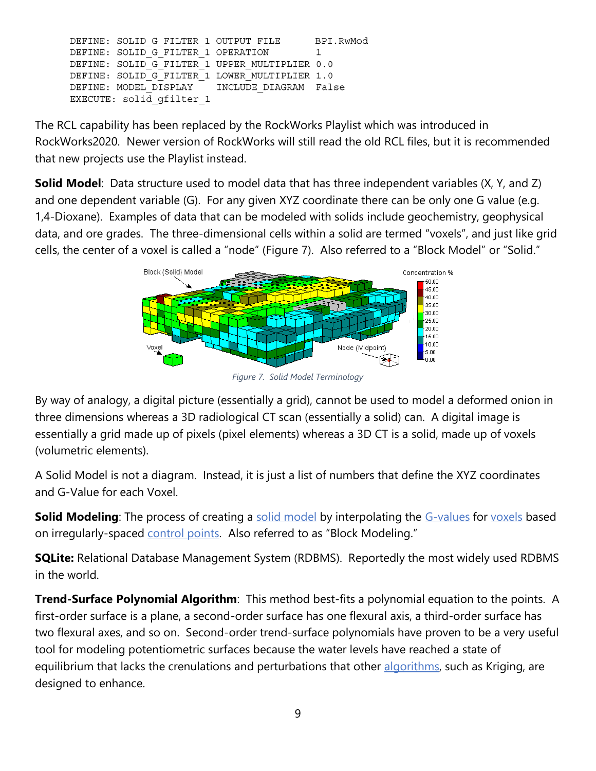```
DEFINE: SOLID_G_FILTER_1 OUTPUT_FILE      BPI.RwMod
DEFINE: SOLID_G_FILTER_1 OPERATION        1
DEFINE: SOLID_G_FILTER_1 UPPER_MULTIPLIER 0.0
DEFINE: SOLID_G_FILTER_1 LOWER_MULTIPLIER 1.0
DEFINE: MODEL_DISPLAY    INCLUDE_DIAGRAM  False
EXECUTE: solid_gfilter_1
```

The RCL capability has been replaced by the RockWorks Playlist which was introduced in RockWorks2020. Newer version of RockWorks will still read the old RCL files, but it is recommended that new projects use the Playlist instead.

**Solid Model**: Data structure used to model data that has three independent variables (X, Y, and Z) and one dependent variable (G). For any given XYZ coordinate there can be only one G value (e.g. 1,4-Dioxane). Examples of data that can be modeled with solids include geochemistry, geophysical data, and ore grades. The three-dimensional cells within a solid are termed "voxels", and just like grid cells, the center of a voxel is called a "node" (Figure 7). Also referred to a "Block Model" or "Solid."

*Figure 7. Solid Model Terminology*

By way of analogy, a digital picture (essentially a grid), cannot be used to model a deformed onion in three dimensions whereas a 3D radiological CT scan (essentially a solid) can. A digital image is essentially a grid made up of pixels (pixel elements) whereas a 3D CT is a solid, made up of voxels (volumetric elements).

A Solid Model is not a diagram. Instead, it is just a list of numbers that define the XYZ coordinates and G-Value for each Voxel.

**Solid Modeling**: The process of creating a solid model by interpolating the G-values for voxels based on irregularly-spaced control points. Also referred to as "Block Modeling."

**SQLite:** Relational Database Management System (RDBMS). Reportedly the most widely used RDBMS in the world.

**Trend-Surface Polynomial Algorithm**: This method best-fits a polynomial equation to the points. A first-order surface is a plane, a second-order surface has one flexural axis, a third-order surface has two flexural axes, and so on. Second-order trend-surface polynomials have proven to be a very useful tool for modeling potentiometric surfaces because the water levels have reached a state of equilibrium that lacks the crenulations and perturbations that other algorithms, such as Kriging, are designed to enhance.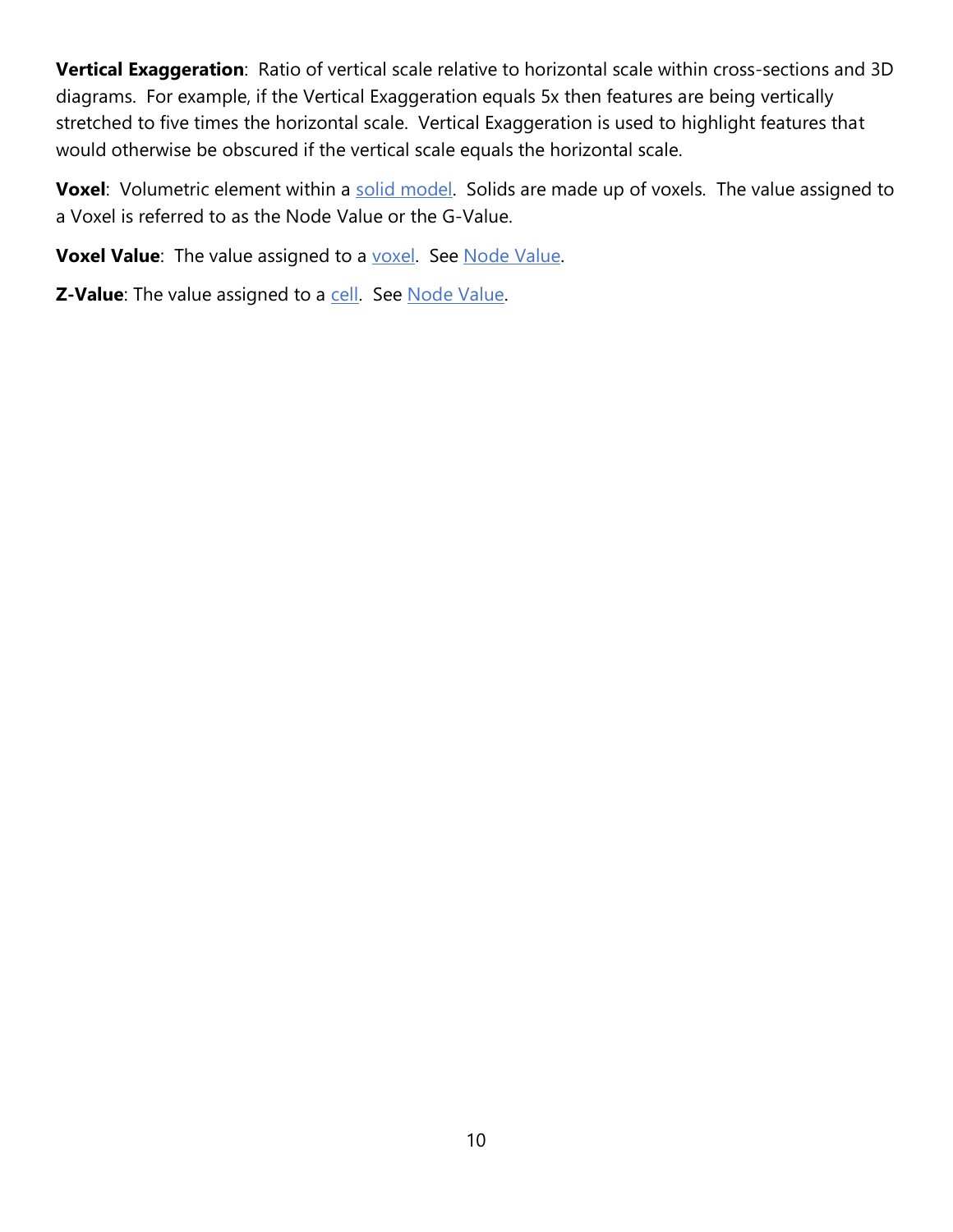**Vertical Exaggeration**: Ratio of vertical scale relative to horizontal scale within cross-sections and 3D diagrams. For example, if the Vertical Exaggeration equals 5x then features are being vertically stretched to five times the horizontal scale. Vertical Exaggeration is used to highlight features that would otherwise be obscured if the vertical scale equals the horizontal scale.

**Voxel**: Volumetric element within a solid model. Solids are made up of voxels. The value assigned to a Voxel is referred to as the Node Value or the G-Value.

**Voxel Value**: The value assigned to a voxel. See Node Value.

**Z-Value**: The value assigned to a cell. See Node Value.